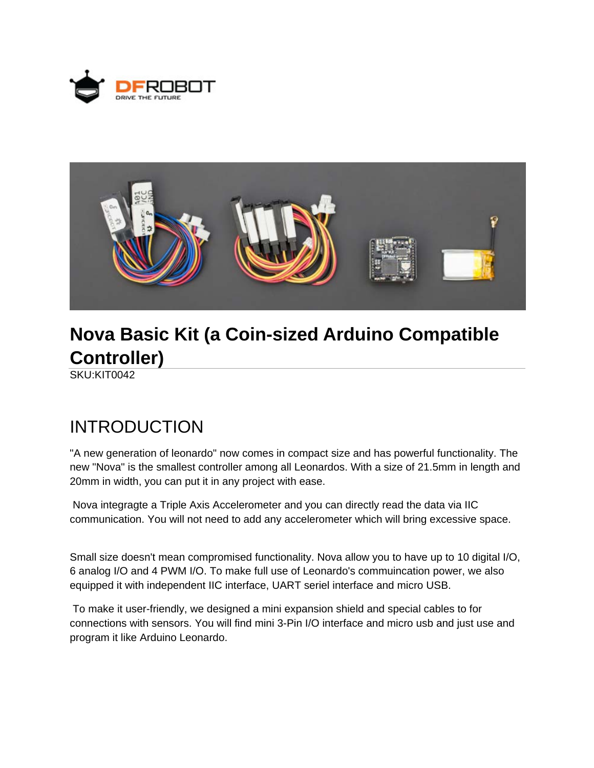# Nova Basic Kit (a Coin-sized Arduino Compatible Controller)

SKU:KIT0042

## INTRODUCTION

"A new generation of leonardo" now comes in compact size and has powerful functionality. The new "Nova" is the smallest controller among all Leonardos. With a size of 21.5mm in length and 20mm in width, you can put it in any project with ease.

Nova integragte a Triple Axis Accelerometer and you can directly read the data via IIC communication. You will not need to add any accelerometer which will bring excessive space.

Small size doesn't mean compromised functionality. Nova allow you to have up to 10 digital I/O, 6 analog I/O and 4 PWM I/O. To make full use of Leonardo's commuincation power, we also equipped it with independent IIC interface, UART seriel interface and micro USB.

To make it user-friendly, we designed a mini expansion shield and special cables to for connections with sensors. You will find mini 3-Pin I/O interface and micro usb and just use and program it like Arduino Leonardo.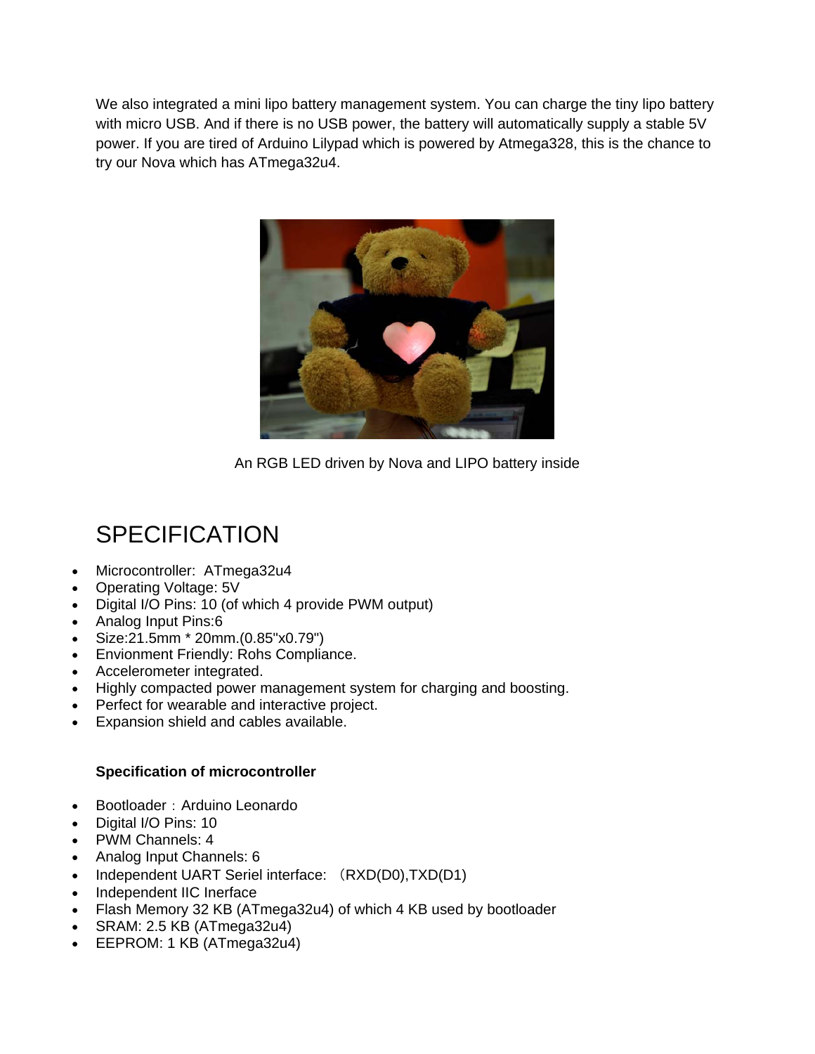We also integrated a mini lipo battery management system. You can charge the tiny lipo battery with micro USB. And if there is no USB power, the battery will automatically supply a stable 5V power. If you are tired of Arduino Lilypad which is powered by Atmega328, this is the chance to try our Nova which has ATmega32u4.

An RGB LED driven by Nova and LIPO battery inside

# SPECIFICATION

- Microcontroller:  ATmega32u4
- Operating Voltage: 5V
- Digital I/O Pins: 10 (of which 4 provide PWM output)
- Analog Input Pins:6
- Size:21.5mm * 20mm.(0.85"x0.79")
- Envionment Friendly: Rohs Compliance.
- Accelerometer integrated.
- Highly compacted power management system for charging and boosting.
- Perfect for wearable and interactive project.
- Expansion shield and cables available.

**Specification of microcontroller**

- Bootloader：Arduino Leonardo
- Digital I/O Pins: 10
- PWM Channels: 4
- Analog Input Channels: 6
- Independent UART Seriel interface: （RXD(D0),TXD(D1)
- Independent IIC Inerface
- Flash Memory 32 KB (ATmega32u4) of which 4 KB used by bootloader
- SRAM: 2.5 KB (ATmega32u4)
- EEPROM: 1 KB (ATmega32u4)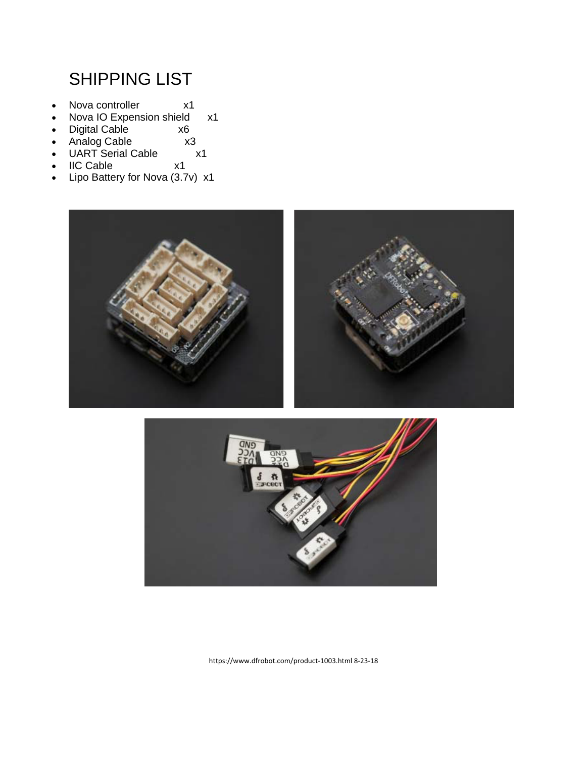## SHIPPING LIST

- Nova controller x1
- Nova IO Expension shield x1
- Digital Cable x6
- Analog Cable x3
- UART Serial Cable x1
- IIC Cable x1
- Lipo Battery for Nova (3.7v) x1

https://www.dfrobot.com/product-1003.html 8-23-18